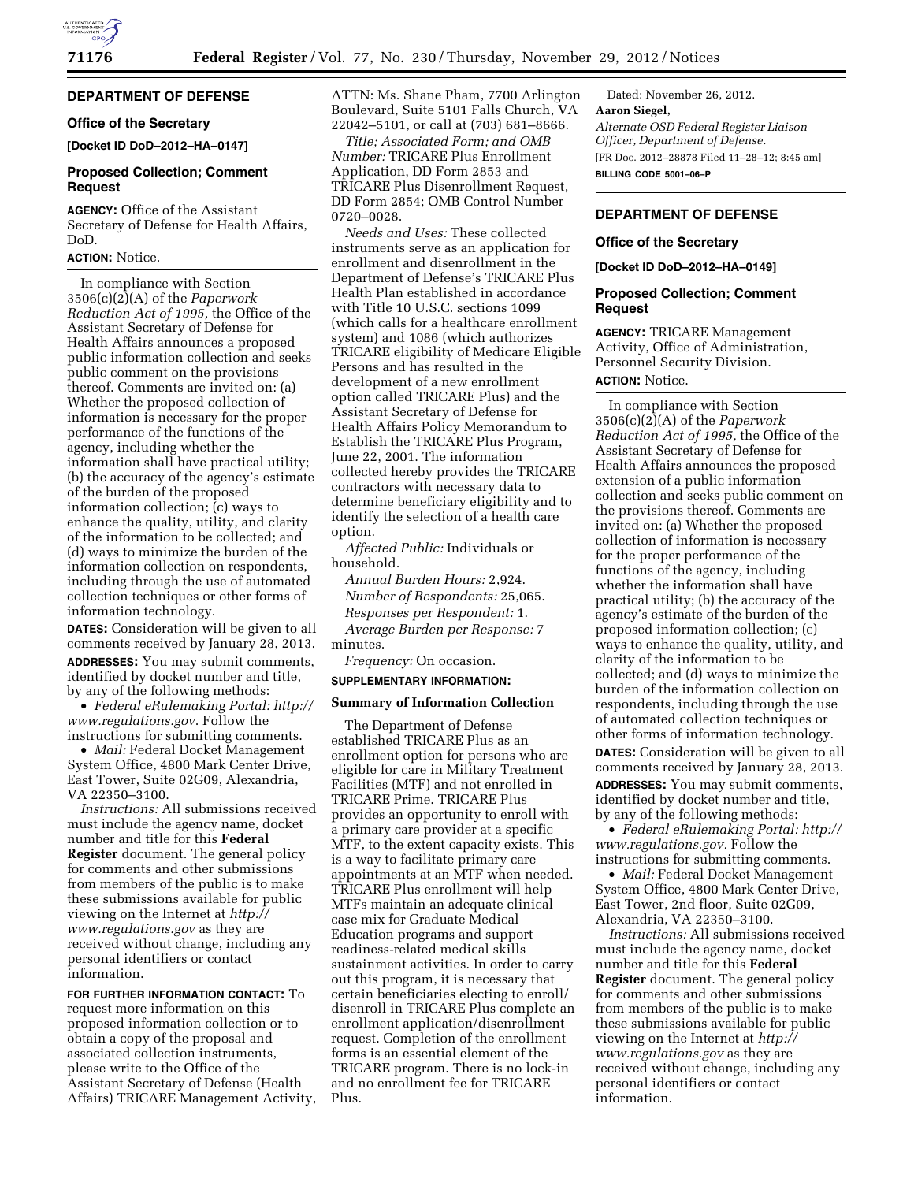## DEPARTMENT OF DEFENSE

### Office of the Secretary

**[Docket ID DoD–2012–HA–0147]**

### Proposed Collection; Comment Request

**AGENCY:** Office of the Assistant Secretary of Defense for Health Affairs, DoD.

**ACTION:** Notice.

In compliance with Section 3506(c)(2)(A) of the *Paperwork Reduction Act of 1995,* the Office of the Assistant Secretary of Defense for Health Affairs announces a proposed public information collection and seeks public comment on the provisions thereof. Comments are invited on: (a) Whether the proposed collection of information is necessary for the proper performance of the functions of the agency, including whether the information shall have practical utility; (b) the accuracy of the agency's estimate of the burden of the proposed information collection; (c) ways to enhance the quality, utility, and clarity of the information to be collected; and (d) ways to minimize the burden of the information collection on respondents, including through the use of automated collection techniques or other forms of information technology.

**DATES:** Consideration will be given to all comments received by January 28, 2013.

**ADDRESSES:** You may submit comments, identified by docket number and title, by any of the following methods:

- *Federal eRulemaking Portal: http://www.regulations.gov.* Follow the instructions for submitting comments.
- *Mail:* Federal Docket Management System Office, 4800 Mark Center Drive, East Tower, Suite 02G09, Alexandria, VA 22350–3100.

*Instructions:* All submissions received must include the agency name, docket number and title for this **Federal Register** document. The general policy for comments and other submissions from members of the public is to make these submissions available for public viewing on the Internet at *http://www.regulations.gov* as they are received without change, including any personal identifiers or contact information.

**FOR FURTHER INFORMATION CONTACT:** To request more information on this proposed information collection or to obtain a copy of the proposal and associated collection instruments, please write to the Office of the Assistant Secretary of Defense (Health Affairs) TRICARE Management Activity, ATTN: Ms. Shane Pham, 7700 Arlington Boulevard, Suite 5101 Falls Church, VA 22042–5101, or call at (703) 681–8666.

*Title; Associated Form; and OMB Number:* TRICARE Plus Enrollment Application, DD Form 2853 and TRICARE Plus Disenrollment Request, DD Form 2854; OMB Control Number 0720–0028.

*Needs and Uses:* These collected instruments serve as an application for enrollment and disenrollment in the Department of Defense's TRICARE Plus Health Plan established in accordance with Title 10 U.S.C. sections 1099 (which calls for a healthcare enrollment system) and 1086 (which authorizes TRICARE eligibility of Medicare Eligible Persons and has resulted in the development of a new enrollment option called TRICARE Plus) and the Assistant Secretary of Defense for Health Affairs Policy Memorandum to Establish the TRICARE Plus Program, June 22, 2001. The information collected hereby provides the TRICARE contractors with necessary data to determine beneficiary eligibility and to identify the selection of a health care option.

*Affected Public:* Individuals or household.

*Annual Burden Hours:* 2,924.

*Number of Respondents:* 25,065.

*Responses per Respondent:* 1.

*Average Burden per Response:* 7 minutes.

*Frequency:* On occasion.

**SUPPLEMENTARY INFORMATION:**

**Summary of Information Collection**

The Department of Defense established TRICARE Plus as an enrollment option for persons who are eligible for care in Military Treatment Facilities (MTF) and not enrolled in TRICARE Prime. TRICARE Plus provides an opportunity to enroll with a primary care provider at a specific MTF, to the extent capacity exists. This is a way to facilitate primary care appointments at an MTF when needed. TRICARE Plus enrollment will help MTFs maintain an adequate clinical case mix for Graduate Medical Education programs and support readiness-related medical skills sustainment activities. In order to carry out this program, it is necessary that certain beneficiaries electing to enroll/disenroll in TRICARE Plus complete an enrollment application/disenrollment request. Completion of the enrollment forms is an essential element of the TRICARE program. There is no lock-in and no enrollment fee for TRICARE Plus.

Dated: November 26, 2012.

**Aaron Siegel,**

*Alternate OSD Federal Register Liaison Officer, Department of Defense.*

[FR Doc. 2012–28878 Filed 11–28–12; 8:45 am]

**BILLING CODE 5001–06–P**

## DEPARTMENT OF DEFENSE

### Office of the Secretary

**[Docket ID DoD–2012–HA–0149]**

### Proposed Collection; Comment Request

**AGENCY:** TRICARE Management Activity, Office of Administration, Personnel Security Division.

**ACTION:** Notice.

In compliance with Section 3506(c)(2)(A) of the *Paperwork Reduction Act of 1995,* the Office of the Assistant Secretary of Defense for Health Affairs announces the proposed extension of a public information collection and seeks public comment on the provisions thereof. Comments are invited on: (a) Whether the proposed collection of information is necessary for the proper performance of the functions of the agency, including whether the information shall have practical utility; (b) the accuracy of the agency's estimate of the burden of the proposed information collection; (c) ways to enhance the quality, utility, and clarity of the information to be collected; and (d) ways to minimize the burden of the information collection on respondents, including through the use of automated collection techniques or other forms of information technology.

**DATES:** Consideration will be given to all comments received by January 28, 2013.

**ADDRESSES:** You may submit comments, identified by docket number and title, by any of the following methods:

- *Federal eRulemaking Portal: http://www.regulations.gov.* Follow the instructions for submitting comments.
- *Mail:* Federal Docket Management System Office, 4800 Mark Center Drive, East Tower, 2nd floor, Suite 02G09, Alexandria, VA 22350–3100.

*Instructions:* All submissions received must include the agency name, docket number and title for this **Federal Register** document. The general policy for comments and other submissions from members of the public is to make these submissions available for public viewing on the Internet at *http://www.regulations.gov* as they are received without change, including any personal identifiers or contact information.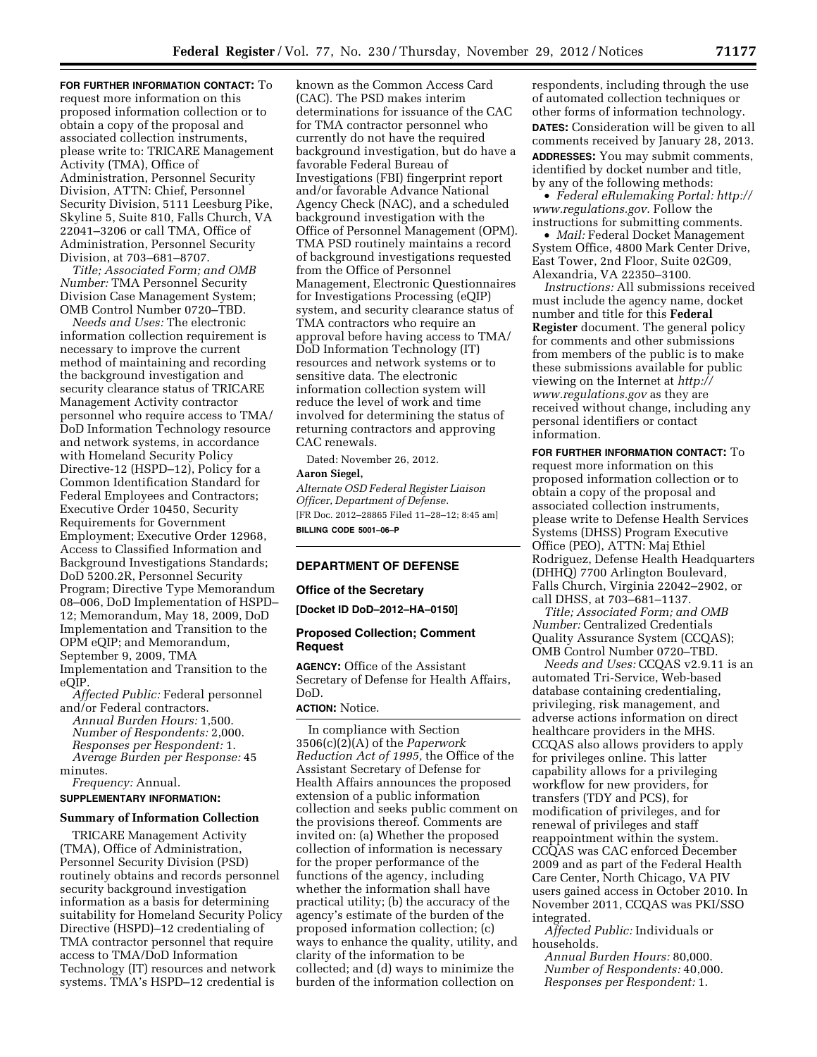**FOR FURTHER INFORMATION CONTACT:** To request more information on this proposed information collection or to obtain a copy of the proposal and associated collection instruments, please write to: TRICARE Management Activity (TMA), Office of Administration, Personnel Security Division, ATTN: Chief, Personnel Security Division, 5111 Leesburg Pike, Skyline 5, Suite 810, Falls Church, VA 22041–3206 or call TMA, Office of Administration, Personnel Security Division, at 703–681–8707.

*Title; Associated Form; and OMB Number:* TMA Personnel Security Division Case Management System; OMB Control Number 0720–TBD.

*Needs and Uses:* The electronic information collection requirement is necessary to improve the current method of maintaining and recording the background investigation and security clearance status of TRICARE Management Activity contractor personnel who require access to TMA/DoD Information Technology resource and network systems, in accordance with Homeland Security Policy Directive-12 (HSPD–12), Policy for a Common Identification Standard for Federal Employees and Contractors; Executive Order 10450, Security Requirements for Government Employment; Executive Order 12968, Access to Classified Information and Background Investigations Standards; DoD 5200.2R, Personnel Security Program; Directive Type Memorandum 08–006, DoD Implementation of HSPD–12; Memorandum, May 18, 2009, DoD Implementation and Transition to the OPM eQIP; and Memorandum, September 9, 2009, TMA Implementation and Transition to the eQIP.

*Affected Public:* Federal personnel and/or Federal contractors.

*Annual Burden Hours:* 1,500.

*Number of Respondents:* 2,000.

*Responses per Respondent:* 1.

*Average Burden per Response:* 45 minutes.

*Frequency:* Annual.

**SUPPLEMENTARY INFORMATION:**

**Summary of Information Collection**

TRICARE Management Activity (TMA), Office of Administration, Personnel Security Division (PSD) routinely obtains and records personnel security background investigation information as a basis for determining suitability for Homeland Security Policy Directive (HSPD)–12 credentialing of TMA contractor personnel that require access to TMA/DoD Information Technology (IT) resources and network systems. TMA's HSPD–12 credential is known as the Common Access Card (CAC). The PSD makes interim determinations for issuance of the CAC for TMA contractor personnel who currently do not have the required background investigation, but do have a favorable Federal Bureau of Investigations (FBI) fingerprint report and/or favorable Advance National Agency Check (NAC), and a scheduled background investigation with the Office of Personnel Management (OPM). TMA PSD routinely maintains a record of background investigations requested from the Office of Personnel Management, Electronic Questionnaires for Investigations Processing (eQIP) system, and security clearance status of TMA contractors who require an approval before having access to TMA/DoD Information Technology (IT) resources and network systems or to sensitive data. The electronic information collection system will reduce the level of work and time involved for determining the status of returning contractors and approving CAC renewals.

Dated: November 26, 2012.

**Aaron Siegel,**

*Alternate OSD Federal Register Liaison Officer, Department of Defense.*

[FR Doc. 2012–28865 Filed 11–28–12; 8:45 am]

**BILLING CODE 5001–06–P**

## DEPARTMENT OF DEFENSE

### Office of the Secretary

**[Docket ID DoD–2012–HA–0150]**

### Proposed Collection; Comment Request

**AGENCY:** Office of the Assistant Secretary of Defense for Health Affairs, DoD.

**ACTION:** Notice.

In compliance with Section 3506(c)(2)(A) of the *Paperwork Reduction Act of 1995,* the Office of the Assistant Secretary of Defense for Health Affairs announces the proposed extension of a public information collection and seeks public comment on the provisions thereof. Comments are invited on: (a) Whether the proposed collection of information is necessary for the proper performance of the functions of the agency, including whether the information shall have practical utility; (b) the accuracy of the agency's estimate of the burden of the proposed information collection; (c) ways to enhance the quality, utility, and clarity of the information to be collected; and (d) ways to minimize the burden of the information collection on respondents, including through the use of automated collection techniques or other forms of information technology.

**DATES:** Consideration will be given to all comments received by January 28, 2013.

**ADDRESSES:** You may submit comments, identified by docket number and title, by any of the following methods:

- *Federal eRulemaking Portal: http://www.regulations.gov*. Follow the instructions for submitting comments.
- *Mail:* Federal Docket Management System Office, 4800 Mark Center Drive, East Tower, 2nd Floor, Suite 02G09, Alexandria, VA 22350–3100.

*Instructions:* All submissions received must include the agency name, docket number and title for this **Federal Register** document. The general policy for comments and other submissions from members of the public is to make these submissions available for public viewing on the Internet at *http://www.regulations.gov* as they are received without change, including any personal identifiers or contact information.

**FOR FURTHER INFORMATION CONTACT:** To request more information on this proposed information collection or to obtain a copy of the proposal and associated collection instruments, please write to Defense Health Services Systems (DHSS) Program Executive Office (PEO), ATTN: Maj Ethiel Rodriguez, Defense Health Headquarters (DHHQ) 7700 Arlington Boulevard, Falls Church, Virginia 22042–2902, or call DHSS, at 703–681–1137.

*Title; Associated Form; and OMB Number:* Centralized Credentials Quality Assurance System (CCQAS); OMB Control Number 0720–TBD.

*Needs and Uses:* CCQAS v2.9.11 is an automated Tri-Service, Web-based database containing credentialing, privileging, risk management, and adverse actions information on direct healthcare providers in the MHS. CCQAS also allows providers to apply for privileges online. This latter capability allows for a privileging workflow for new providers, for transfers (TDY and PCS), for modification of privileges, and for renewal of privileges and staff reappointment within the system. CCQAS was CAC enforced December 2009 and as part of the Federal Health Care Center, North Chicago, VA PIV users gained access in October 2010. In November 2011, CCQAS was PKI/SSO integrated.

*Affected Public:* Individuals or households.

*Annual Burden Hours:* 80,000.

*Number of Respondents:* 40,000.

*Responses per Respondent:* 1.